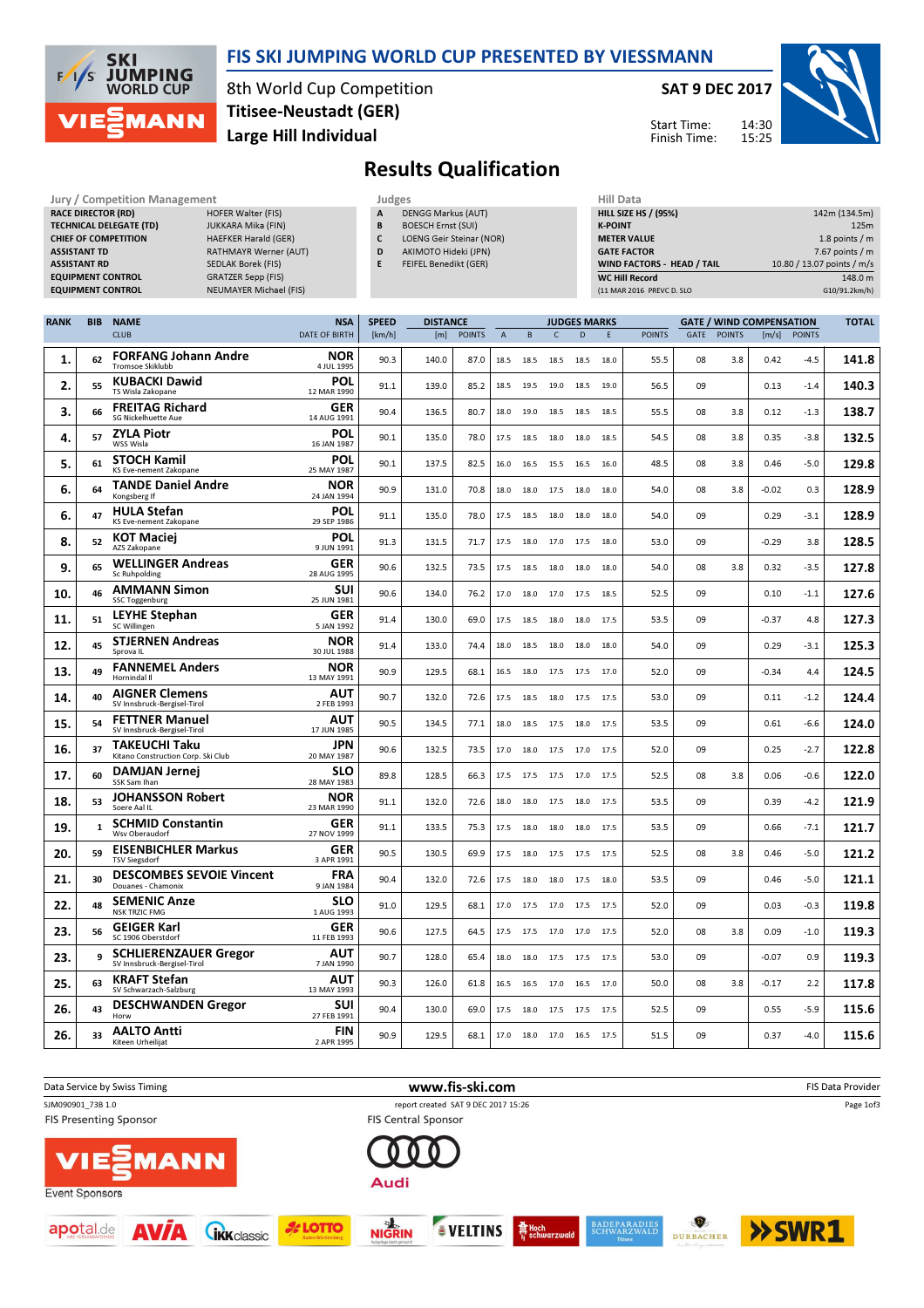# FIS SKI JUMPING WORLD CUP PRESENTED BY VIESSMANN

8th World Cup Competition
**Titisee-Neustadt (GER)**
**Large Hill Individual**

**SAT 9 DEC 2017**

Start Time: 14:30
Finish Time: 15:25

## Results Qualification

| Jury / Competition Management | |
|---|---|
| RACE DIRECTOR (RD) | HOFER Walter (FIS) |
| TECHNICAL DELEGATE (TD) | JUKKARA Mika (FIN) |
| CHIEF OF COMPETITION | HAEFKER Harald (GER) |
| ASSISTANT TD | RATHMAYR Werner (AUT) |
| ASSISTANT RD | SEDLAK Borek (FIS) |
| EQUIPMENT CONTROL | GRATZER Sepp (FIS) |
| EQUIPMENT CONTROL | NEUMAYER Michael (FIS) |

| Judges | |
|---|---|
| A | DENGG Markus (AUT) |
| B | BOESCH Ernst (SUI) |
| C | LOENG Geir Steinar (NOR) |
| D | AKIMOTO Hideki (JPN) |
| E | FEIFEL Benedikt (GER) |

| Hill Data | |
|---|---|
| HILL SIZE HS / (95%) | 142m (134.5m) |
| K-POINT | 125m |
| METER VALUE | 1.8 points / m |
| GATE FACTOR | 7.67 points / m |
| WIND FACTORS - HEAD / TAIL | 10.80 / 13.07 points / m/s |
| WC Hill Record | 148.0 m |
| (11 MAR 2016 PREVC D. SLO | G10/91.2km/h) |

| RANK | BIB | NAME / CLUB | NSA / DATE OF BIRTH | SPEED [km/h] | DISTANCE [m] | DISTANCE POINTS | A | B | C | D | E | JUDGES POINTS | GATE | GATE POINTS | WIND [m/s] | WIND POINTS | TOTAL |
|---|---|---|---|---|---|---|---|---|---|---|---|---|---|---|---|---|---|
| 1. | 62 | **FORFANG Johann Andre** Tromsoe Skiklubb | NOR 4 JUL 1995 | 90.3 | 140.0 | 87.0 | 18.5 | 18.5 | 18.5 | 18.5 | 18.0 | 55.5 | 08 | 3.8 | 0.42 | -4.5 | 141.8 |
| 2. | 55 | **KUBACKI Dawid** TS Wisla Zakopane | POL 12 MAR 1990 | 91.1 | 139.0 | 85.2 | 18.5 | 19.5 | 19.0 | 18.5 | 19.0 | 56.5 | 09 | | 0.13 | -1.4 | 140.3 |
| 3. | 66 | **FREITAG Richard** SG Nickelhuette Aue | GER 14 AUG 1991 | 90.4 | 136.5 | 80.7 | 18.0 | 19.0 | 18.5 | 18.5 | 18.5 | 55.5 | 08 | 3.8 | 0.12 | -1.3 | 138.7 |
| 4. | 57 | **ZYLA Piotr** WSS Wisla | POL 16 JAN 1987 | 90.1 | 135.0 | 78.0 | 17.5 | 18.5 | 18.0 | 18.0 | 18.5 | 54.5 | 08 | 3.8 | 0.35 | -3.8 | 132.5 |
| 5. | 61 | **STOCH Kamil** KS Eve-nement Zakopane | POL 25 MAY 1987 | 90.1 | 137.5 | 82.5 | 16.0 | 16.5 | 15.5 | 16.5 | 16.0 | 48.5 | 08 | 3.8 | 0.46 | -5.0 | 129.8 |
| 6. | 64 | **TANDE Daniel Andre** Kongsberg If | NOR 24 JAN 1994 | 90.9 | 131.0 | 70.8 | 18.0 | 18.0 | 17.5 | 18.0 | 18.0 | 54.0 | 08 | 3.8 | -0.02 | 0.3 | 128.9 |
| 6. | 47 | **HULA Stefan** KS Eve-nement Zakopane | POL 29 SEP 1986 | 91.1 | 135.0 | 78.0 | 17.5 | 18.5 | 18.0 | 18.0 | 18.0 | 54.0 | 09 | | 0.29 | -3.1 | 128.9 |
| 8. | 52 | **KOT Maciej** AZS Zakopane | POL 9 JUN 1991 | 91.3 | 131.5 | 71.7 | 17.5 | 18.0 | 17.0 | 17.5 | 18.0 | 53.0 | 09 | | -0.29 | 3.8 | 128.5 |
| 9. | 65 | **WELLINGER Andreas** Sc Ruhpolding | GER 28 AUG 1995 | 90.6 | 132.5 | 73.5 | 17.5 | 18.5 | 18.0 | 18.0 | 18.0 | 54.0 | 08 | 3.8 | 0.32 | -3.5 | 127.8 |
| 10. | 46 | **AMMANN Simon** SSC Toggenburg | SUI 25 JUN 1981 | 90.6 | 134.0 | 76.2 | 17.0 | 18.0 | 17.0 | 17.5 | 18.5 | 52.5 | 09 | | 0.10 | -1.1 | 127.6 |
| 11. | 51 | **LEYHE Stephan** SC Willingen | GER 5 JAN 1992 | 91.4 | 130.0 | 69.0 | 17.5 | 18.5 | 18.0 | 18.0 | 17.5 | 53.5 | 09 | | -0.37 | 4.8 | 127.3 |
| 12. | 45 | **STJERNEN Andreas** Sprova IL | NOR 30 JUL 1988 | 91.4 | 133.0 | 74.4 | 18.0 | 18.5 | 18.0 | 18.0 | 18.0 | 54.0 | 09 | | 0.29 | -3.1 | 125.3 |
| 13. | 49 | **FANNEMEL Anders** Hornindal Il | NOR 13 MAY 1991 | 90.9 | 129.5 | 68.1 | 16.5 | 18.0 | 17.5 | 17.5 | 17.0 | 52.0 | 09 | | -0.34 | 4.4 | 124.5 |
| 14. | 40 | **AIGNER Clemens** SV Innsbruck-Bergisel-Tirol | AUT 2 FEB 1993 | 90.7 | 132.0 | 72.6 | 17.5 | 18.5 | 18.0 | 17.5 | 17.5 | 53.0 | 09 | | 0.11 | -1.2 | 124.4 |
| 15. | 54 | **FETTNER Manuel** SV Innsbruck-Bergisel-Tirol | AUT 17 JUN 1985 | 90.5 | 134.5 | 77.1 | 18.0 | 18.5 | 17.5 | 18.0 | 17.5 | 53.5 | 09 | | 0.61 | -6.6 | 124.0 |
| 16. | 37 | **TAKEUCHI Taku** Kitano Construction Corp. Ski Club | JPN 20 MAY 1987 | 90.6 | 132.5 | 73.5 | 17.0 | 18.0 | 17.5 | 17.0 | 17.5 | 52.0 | 09 | | 0.25 | -2.7 | 122.8 |
| 17. | 60 | **DAMJAN Jernej** SSK Sam Ihan | SLO 28 MAY 1983 | 89.8 | 128.5 | 66.3 | 17.5 | 17.5 | 17.5 | 17.0 | 17.5 | 52.5 | 08 | 3.8 | 0.06 | -0.6 | 122.0 |
| 18. | 53 | **JOHANSSON Robert** Soere Aal IL | NOR 23 MAR 1990 | 91.1 | 132.0 | 72.6 | 18.0 | 18.0 | 17.5 | 18.0 | 17.5 | 53.5 | 09 | | 0.39 | -4.2 | 121.9 |
| 19. | 1 | **SCHMID Constantin** Wsv Oberaudorf | GER 27 NOV 1999 | 91.1 | 133.5 | 75.3 | 17.5 | 18.0 | 18.0 | 18.0 | 17.5 | 53.5 | 09 | | 0.66 | -7.1 | 121.7 |
| 20. | 59 | **EISENBICHLER Markus** TSV Siegsdorf | GER 3 APR 1991 | 90.5 | 130.5 | 69.9 | 17.5 | 18.0 | 17.5 | 17.5 | 17.5 | 52.5 | 08 | 3.8 | 0.46 | -5.0 | 121.2 |
| 21. | 30 | **DESCOMBES SEVOIE Vincent** Douanes - Chamonix | FRA 9 JAN 1984 | 90.4 | 132.0 | 72.6 | 17.5 | 18.0 | 18.0 | 17.5 | 18.0 | 53.5 | 09 | | 0.46 | -5.0 | 121.1 |
| 22. | 48 | **SEMENIC Anze** NSK TRZIC FMG | SLO 1 AUG 1993 | 91.0 | 129.5 | 68.1 | 17.0 | 17.5 | 17.0 | 17.5 | 17.5 | 52.0 | 09 | | 0.03 | -0.3 | 119.8 |
| 23. | 56 | **GEIGER Karl** SC 1906 Oberstdorf | GER 11 FEB 1993 | 90.6 | 127.5 | 64.5 | 17.5 | 17.5 | 17.0 | 17.0 | 17.5 | 52.0 | 08 | 3.8 | 0.09 | -1.0 | 119.3 |
| 23. | 9 | **SCHLIERENZAUER Gregor** SV Innsbruck-Bergisel-Tirol | AUT 7 JAN 1990 | 90.7 | 128.0 | 65.4 | 18.0 | 18.0 | 17.5 | 17.5 | 17.5 | 53.0 | 09 | | -0.07 | 0.9 | 119.3 |
| 25. | 63 | **KRAFT Stefan** SV Schwarzach-Salzburg | AUT 13 MAY 1993 | 90.3 | 126.0 | 61.8 | 16.5 | 16.5 | 17.0 | 16.5 | 17.0 | 50.0 | 08 | 3.8 | -0.17 | 2.2 | 117.8 |
| 26. | 43 | **DESCHWANDEN Gregor** Horw | SUI 27 FEB 1991 | 90.4 | 130.0 | 69.0 | 17.5 | 18.0 | 17.5 | 17.5 | 17.5 | 52.5 | 09 | | 0.55 | -5.9 | 115.6 |
| 26. | 33 | **AALTO Antti** Kiteen Urheilijat | FIN 2 APR 1995 | 90.9 | 129.5 | 68.1 | 17.0 | 18.0 | 17.0 | 16.5 | 17.5 | 51.5 | 09 | | 0.37 | -4.0 | 115.6 |

Data Service by Swiss Timing — www.fis-ski.com — FIS Data Provider

SJM090901_73B 1.0 — report created SAT 9 DEC 2017 15:26

FIS Presenting Sponsor: VIESSMANN — FIS Central Sponsor: Audi

Event Sponsors: apotal.de, AVIA, IKK classic, LOTTO Baden-Württemberg, NIGRIN, VELTINS, Hochschwarzwald, Badeparadies Schwarzwald, Durbacher, SWR1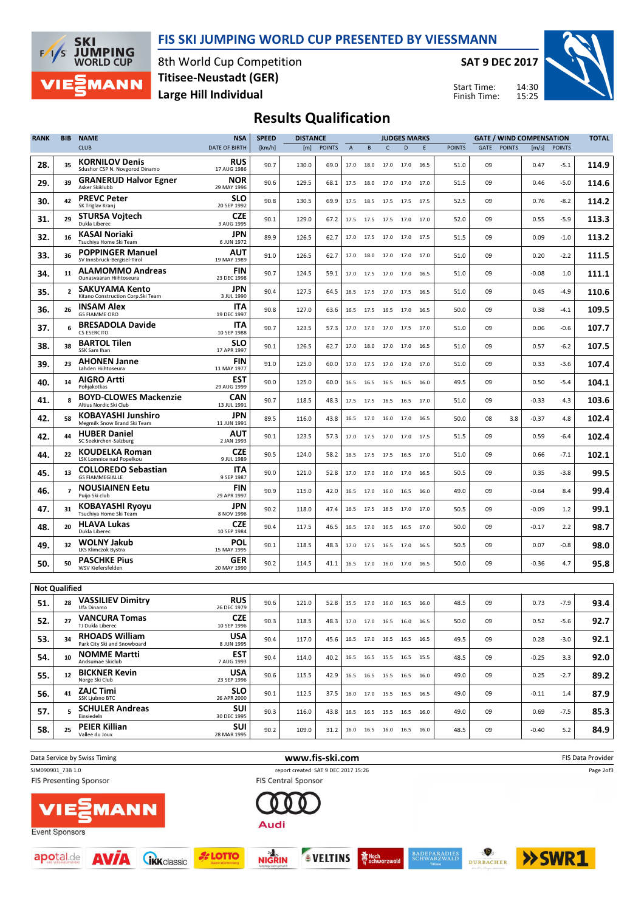# FIS SKI JUMPING WORLD CUP PRESENTED BY VIESSMANN

8th World Cup Competition
Titisee-Neustadt (GER)
Large Hill Individual

SAT 9 DEC 2017

Start Time: 14:30
Finish Time: 15:25

## Results Qualification

| RANK | BIB | NAME / CLUB | NSA / DATE OF BIRTH | SPEED [km/h] | DISTANCE [m] | DISTANCE POINTS | A | B | C | D | E | JUDGES POINTS | GATE | GATE POINTS | WIND [m/s] | WIND POINTS | TOTAL |
|---|---|---|---|---|---|---|---|---|---|---|---|---|---|---|---|---|---|
| 28. | 35 | **KORNILOV Denis** Sdushor CSP N. Novgorod Dinamo | RUS 17 AUG 1986 | 90.7 | 130.0 | 69.0 | 17.0 | 18.0 | 17.0 | 17.0 | 16.5 | 51.0 | 09 | | 0.47 | -5.1 | 114.9 |
| 29. | 39 | **GRANERUD Halvor Egner** Asker Skiklubb | NOR 29 MAY 1996 | 90.6 | 129.5 | 68.1 | 17.5 | 18.0 | 17.0 | 17.0 | 17.0 | 51.5 | 09 | | 0.46 | -5.0 | 114.6 |
| 30. | 42 | **PREVC Peter** SK Triglav Kranj | SLO 20 SEP 1992 | 90.8 | 130.5 | 69.9 | 17.5 | 18.5 | 17.5 | 17.5 | 17.5 | 52.5 | 09 | | 0.76 | -8.2 | 114.2 |
| 31. | 29 | **STURSA Vojtech** Dukla Liberec | CZE 3 AUG 1995 | 90.1 | 129.0 | 67.2 | 17.5 | 17.5 | 17.5 | 17.0 | 17.0 | 52.0 | 09 | | 0.55 | -5.9 | 113.3 |
| 32. | 16 | **KASAI Noriaki** Tsuchiya Home Ski Team | JPN 6 JUN 1972 | 89.9 | 126.5 | 62.7 | 17.0 | 17.5 | 17.0 | 17.0 | 17.5 | 51.5 | 09 | | 0.09 | -1.0 | 113.2 |
| 33. | 36 | **POPPINGER Manuel** SV Innsbruck-Bergisel-Tirol | AUT 19 MAY 1989 | 91.0 | 126.5 | 62.7 | 17.0 | 18.0 | 17.0 | 17.0 | 17.0 | 51.0 | 09 | | 0.20 | -2.2 | 111.5 |
| 34. | 11 | **ALAMOMMO Andreas** Ounasvaaran Hiihtoseura | FIN 23 DEC 1998 | 90.7 | 124.5 | 59.1 | 17.0 | 17.5 | 17.0 | 17.0 | 16.5 | 51.0 | 09 | | -0.08 | 1.0 | 111.1 |
| 35. | 2 | **SAKUYAMA Kento** Kitano Construction Corp.Ski Team | JPN 3 JUL 1990 | 90.4 | 127.5 | 64.5 | 16.5 | 17.5 | 17.0 | 17.5 | 16.5 | 51.0 | 09 | | 0.45 | -4.9 | 110.6 |
| 36. | 26 | **INSAM Alex** GS FIAMME ORO | ITA 19 DEC 1997 | 90.8 | 127.0 | 63.6 | 16.5 | 17.5 | 16.5 | 17.0 | 16.5 | 50.0 | 09 | | 0.38 | -4.1 | 109.5 |
| 37. | 6 | **BRESADOLA Davide** CS ESERCITO | ITA 10 SEP 1988 | 90.7 | 123.5 | 57.3 | 17.0 | 17.0 | 17.0 | 17.5 | 17.0 | 51.0 | 09 | | 0.06 | -0.6 | 107.7 |
| 38. | 38 | **BARTOL Tilen** SSK Sam Ihan | SLO 17 APR 1997 | 90.1 | 126.5 | 62.7 | 17.0 | 18.0 | 17.0 | 17.0 | 16.5 | 51.0 | 09 | | 0.57 | -6.2 | 107.5 |
| 39. | 23 | **AHONEN Janne** Lahden Hiihtoseura | FIN 11 MAY 1977 | 91.0 | 125.0 | 60.0 | 17.0 | 17.5 | 17.0 | 17.0 | 17.0 | 51.0 | 09 | | 0.33 | -3.6 | 107.4 |
| 40. | 14 | **AIGRO Artti** Pohjakotkas | EST 29 AUG 1999 | 90.0 | 125.0 | 60.0 | 16.5 | 16.5 | 16.5 | 16.5 | 16.0 | 49.5 | 09 | | 0.50 | -5.4 | 104.1 |
| 41. | 8 | **BOYD-CLOWES Mackenzie** Altius Nordic Ski Club | CAN 13 JUL 1991 | 90.7 | 118.5 | 48.3 | 17.5 | 17.5 | 16.5 | 16.5 | 17.0 | 51.0 | 09 | | -0.33 | 4.3 | 103.6 |
| 42. | 58 | **KOBAYASHI Junshiro** Megmilk Snow Brand Ski Team | JPN 11 JUN 1991 | 89.5 | 116.0 | 43.8 | 16.5 | 17.0 | 16.0 | 17.0 | 16.5 | 50.0 | 08 | 3.8 | -0.37 | 4.8 | 102.4 |
| 42. | 44 | **HUBER Daniel** SC Seekirchen-Salzburg | AUT 2 JAN 1993 | 90.1 | 123.5 | 57.3 | 17.0 | 17.5 | 17.0 | 17.0 | 17.5 | 51.5 | 09 | | 0.59 | -6.4 | 102.4 |
| 44. | 22 | **KOUDELKA Roman** LSK Lomnice nad Popelkou | CZE 9 JUL 1989 | 90.5 | 124.0 | 58.2 | 16.5 | 17.5 | 17.5 | 16.5 | 17.0 | 51.0 | 09 | | 0.66 | -7.1 | 102.1 |
| 45. | 13 | **COLLOREDO Sebastian** GS FIAMMEGIALLE | ITA 9 SEP 1987 | 90.0 | 121.0 | 52.8 | 17.0 | 17.0 | 16.0 | 17.0 | 16.5 | 50.5 | 09 | | 0.35 | -3.8 | 99.5 |
| 46. | 7 | **NOUSIAINEN Eetu** Puijo Ski club | FIN 29 APR 1997 | 90.9 | 115.0 | 42.0 | 16.5 | 17.0 | 16.0 | 16.5 | 16.0 | 49.0 | 09 | | -0.64 | 8.4 | 99.4 |
| 47. | 31 | **KOBAYASHI Ryoyu** Tsuchiya Home Ski Team | JPN 8 NOV 1996 | 90.2 | 118.0 | 47.4 | 16.5 | 17.5 | 16.5 | 17.0 | 17.0 | 50.5 | 09 | | -0.09 | 1.2 | 99.1 |
| 48. | 20 | **HLAVA Lukas** Dukla Liberec | CZE 10 SEP 1984 | 90.4 | 117.5 | 46.5 | 16.5 | 17.0 | 16.5 | 16.5 | 17.0 | 50.0 | 09 | | -0.17 | 2.2 | 98.7 |
| 49. | 32 | **WOLNY Jakub** LKS Klimczok Bystra | POL 15 MAY 1995 | 90.1 | 118.5 | 48.3 | 17.0 | 17.5 | 16.5 | 17.0 | 16.5 | 50.5 | 09 | | 0.07 | -0.8 | 98.0 |
| 50. | 50 | **PASCHKE Pius** WSV Kiefersfelden | GER 20 MAY 1990 | 90.2 | 114.5 | 41.1 | 16.5 | 17.0 | 16.0 | 17.0 | 16.5 | 50.0 | 09 | | -0.36 | 4.7 | 95.8 |
| **Not Qualified** | | | | | | | | | | | | | | | | | |
| 51. | 28 | **VASSILIEV Dimitry** Ufa Dinamo | RUS 26 DEC 1979 | 90.6 | 121.0 | 52.8 | 15.5 | 17.0 | 16.0 | 16.5 | 16.0 | 48.5 | 09 | | 0.73 | -7.9 | 93.4 |
| 52. | 27 | **VANCURA Tomas** TJ Dukla Liberec | CZE 10 SEP 1996 | 90.3 | 118.5 | 48.3 | 17.0 | 17.0 | 16.5 | 16.0 | 16.5 | 50.0 | 09 | | 0.52 | -5.6 | 92.7 |
| 53. | 34 | **RHOADS William** Park City Ski and Snowboard | USA 8 JUN 1995 | 90.4 | 117.0 | 45.6 | 16.5 | 17.0 | 16.5 | 16.5 | 16.5 | 49.5 | 09 | | 0.28 | -3.0 | 92.1 |
| 54. | 10 | **NOMME Martti** Andsumae Skiclub | EST 7 AUG 1993 | 90.4 | 114.0 | 40.2 | 16.5 | 16.5 | 15.5 | 16.5 | 15.5 | 48.5 | 09 | | -0.25 | 3.3 | 92.0 |
| 55. | 12 | **BICKNER Kevin** Norge Ski Club | USA 23 SEP 1996 | 90.6 | 115.5 | 42.9 | 16.5 | 16.5 | 15.5 | 16.5 | 16.0 | 49.0 | 09 | | 0.25 | -2.7 | 89.2 |
| 56. | 41 | **ZAJC Timi** SSK Ljubno BTC | SLO 26 APR 2000 | 90.1 | 112.5 | 37.5 | 16.0 | 17.0 | 15.5 | 16.5 | 16.5 | 49.0 | 09 | | -0.11 | 1.4 | 87.9 |
| 57. | 5 | **SCHULER Andreas** Einsiedeln | SUI 30 DEC 1995 | 90.3 | 116.0 | 43.8 | 16.5 | 16.5 | 15.5 | 16.5 | 16.0 | 49.0 | 09 | | 0.69 | -7.5 | 85.3 |
| 58. | 25 | **PEIER Killian** Vallee du Joux | SUI 28 MAR 1995 | 90.2 | 109.0 | 31.2 | 16.0 | 16.5 | 16.0 | 16.5 | 16.0 | 48.5 | 09 | | -0.40 | 5.2 | 84.9 |

Data Service by Swiss Timing — www.fis-ski.com — FIS Data Provider

SJM090901_73B 1.0 — report created SAT 9 DEC 2017 15:26

FIS Presenting Sponsor: VIESSMANN — FIS Central Sponsor: Audi

Event Sponsors: apotal.de, AVIA, IKK classic, LOTTO Baden-Württemberg, NIGRIN, VELTINS, Hochschwarzwald, Badeparadies Schwarzwald, Durbacher, SWR1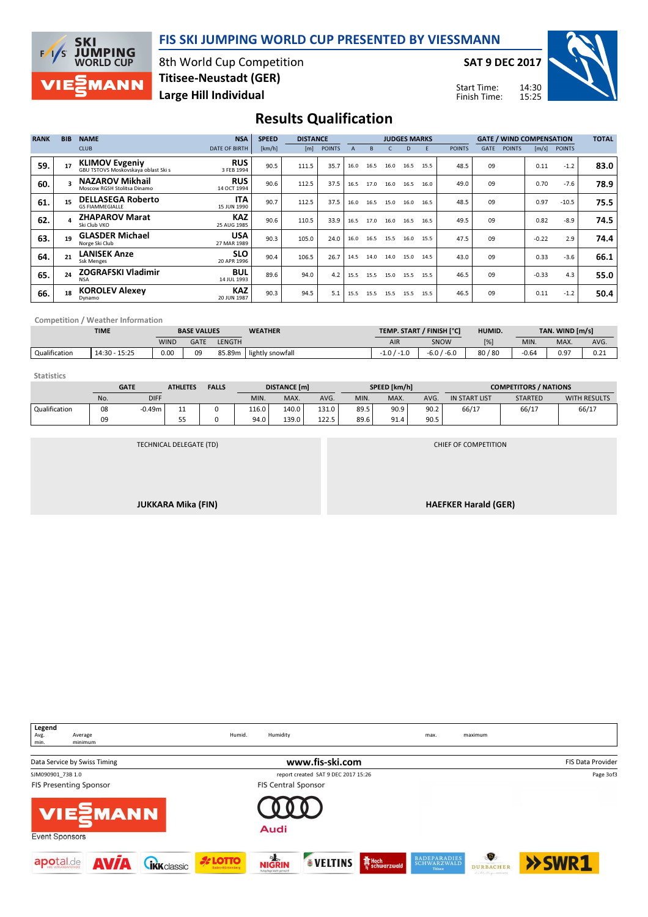# FIS SKI JUMPING WORLD CUP PRESENTED BY VIESSMANN

8th World Cup Competition
**Titisee-Neustadt (GER)**
**Large Hill Individual**

**SAT 9 DEC 2017**

Start Time: 14:30
Finish Time: 15:25

## Results Qualification

| RANK | BIB | NAME / CLUB | NSA / DATE OF BIRTH | SPEED [km/h] | DISTANCE [m] | DISTANCE POINTS | A | B | C | D | E | JUDGES POINTS | GATE | GATE POINTS | WIND [m/s] | WIND POINTS | TOTAL |
|---|---|---|---|---|---|---|---|---|---|---|---|---|---|---|---|---|---|
| 59. | 17 | **KLIMOV Evgeniy** GBU TSTOVS Moskovskaya oblast Ski s | **RUS** 3 FEB 1994 | 90.5 | 111.5 | 35.7 | 16.0 | 16.5 | 16.0 | 16.5 | 15.5 | 48.5 | 09 | | 0.11 | -1.2 | **83.0** |
| 60. | 3 | **NAZAROV Mikhail** Moscow RGSH Stolitsa Dinamo | **RUS** 14 OCT 1994 | 90.6 | 112.5 | 37.5 | 16.5 | 17.0 | 16.0 | 16.5 | 16.0 | 49.0 | 09 | | 0.70 | -7.6 | **78.9** |
| 61. | 15 | **DELLASEGA Roberto** GS FIAMMEGIALLE | **ITA** 15 JUN 1990 | 90.7 | 112.5 | 37.5 | 16.0 | 16.5 | 15.0 | 16.0 | 16.5 | 48.5 | 09 | | 0.97 | -10.5 | **75.5** |
| 62. | 4 | **ZHAPAROV Marat** Ski Club VKO | **KAZ** 25 AUG 1985 | 90.6 | 110.5 | 33.9 | 16.5 | 17.0 | 16.0 | 16.5 | 16.5 | 49.5 | 09 | | 0.82 | -8.9 | **74.5** |
| 63. | 19 | **GLASDER Michael** Norge Ski Club | **USA** 27 MAR 1989 | 90.3 | 105.0 | 24.0 | 16.0 | 16.5 | 15.5 | 16.0 | 15.5 | 47.5 | 09 | | -0.22 | 2.9 | **74.4** |
| 64. | 21 | **LANISEK Anze** Ssk Menges | **SLO** 20 APR 1996 | 90.4 | 106.5 | 26.7 | 14.5 | 14.0 | 14.0 | 15.0 | 14.5 | 43.0 | 09 | | 0.33 | -3.6 | **66.1** |
| 65. | 24 | **ZOGRAFSKI Vladimir** NSA | **BUL** 14 JUL 1993 | 89.6 | 94.0 | 4.2 | 15.5 | 15.5 | 15.0 | 15.5 | 15.5 | 46.5 | 09 | | -0.33 | 4.3 | **55.0** |
| 66. | 18 | **KOROLEV Alexey** Dynamo | **KAZ** 20 JUN 1987 | 90.3 | 94.5 | 5.1 | 15.5 | 15.5 | 15.5 | 15.5 | 15.5 | 46.5 | 09 | | 0.11 | -1.2 | **50.4** |

### Competition / Weather Information

| | TIME | BASE VALUES | | | WEATHER | TEMP. START / FINISH [°C] | | HUMID. | TAN. WIND [m/s] | | |
|---|---|---|---|---|---|---|---|---|---|---|---|
| | | WIND | GATE | LENGTH | | AIR | SNOW | [%] | MIN. | MAX. | AVG. |
| Qualification | 14:30 - 15:25 | 0.00 | 09 | 85.89m | lightly snowfall | -1.0 / -1.0 | -6.0 / -6.0 | 80 / 80 | -0.64 | 0.97 | 0.21 |

### Statistics

| | GATE | | ATHLETES | FALLS | DISTANCE [m] | | | SPEED [km/h] | | | COMPETITORS / NATIONS | | |
|---|---|---|---|---|---|---|---|---|---|---|---|---|---|
| | No. | DIFF | | | MIN. | MAX. | AVG. | MIN. | MAX. | AVG. | IN START LIST | STARTED | WITH RESULTS |
| Qualification | 08 | -0.49m | 11 | 0 | 116.0 | 140.0 | 131.0 | 89.5 | 90.9 | 90.2 | 66/17 | 66/17 | 66/17 |
| | 09 | | 55 | 0 | 94.0 | 139.0 | 122.5 | 89.6 | 91.4 | 90.5 | | | |

| TECHNICAL DELEGATE (TD) | CHIEF OF COMPETITION |
|---|---|
| **JUKKARA Mika (FIN)** | **HAEFKER Harald (GER)** |

**Legend**
Avg. Average
min. minimum
Humid. Humidity
max. maximum

Data Service by Swiss Timing — www.fis-ski.com — FIS Data Provider
SJM090901_73B 1.0 — report created SAT 9 DEC 2017 15:26
FIS Presenting Sponsor: VIESSMANN
FIS Central Sponsor: Audi
Event Sponsors